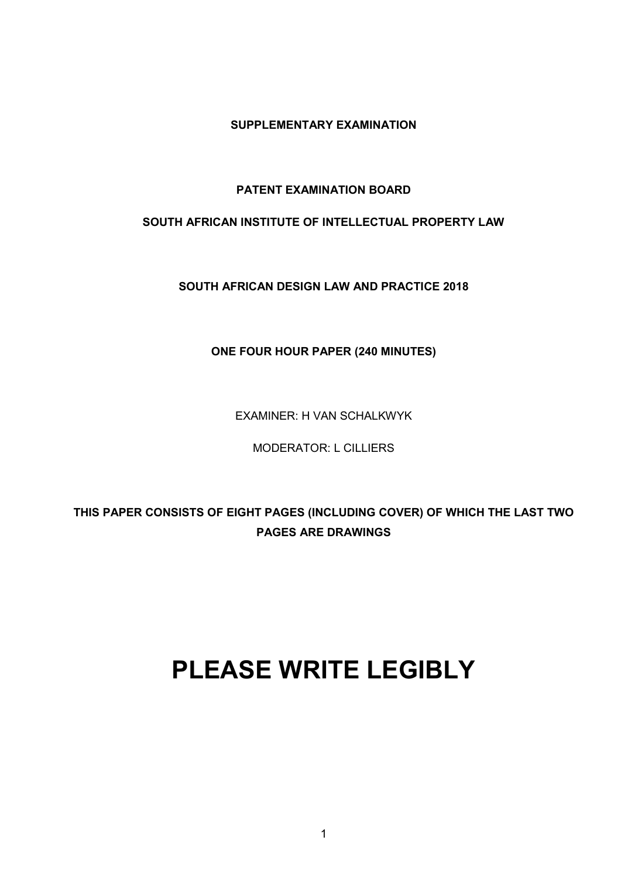**SUPPLEMENTARY EXAMINATION**

**PATENT EXAMINATION BOARD**

**SOUTH AFRICAN INSTITUTE OF INTELLECTUAL PROPERTY LAW**

**SOUTH AFRICAN DESIGN LAW AND PRACTICE 2018**

**ONE FOUR HOUR PAPER (240 MINUTES)**

EXAMINER: H VAN SCHALKWYK

MODERATOR: L CILLIERS

**THIS PAPER CONSISTS OF EIGHT PAGES (INCLUDING COVER) OF WHICH THE LAST TWO PAGES ARE DRAWINGS**

# PLEASE WRITE LEGIBLY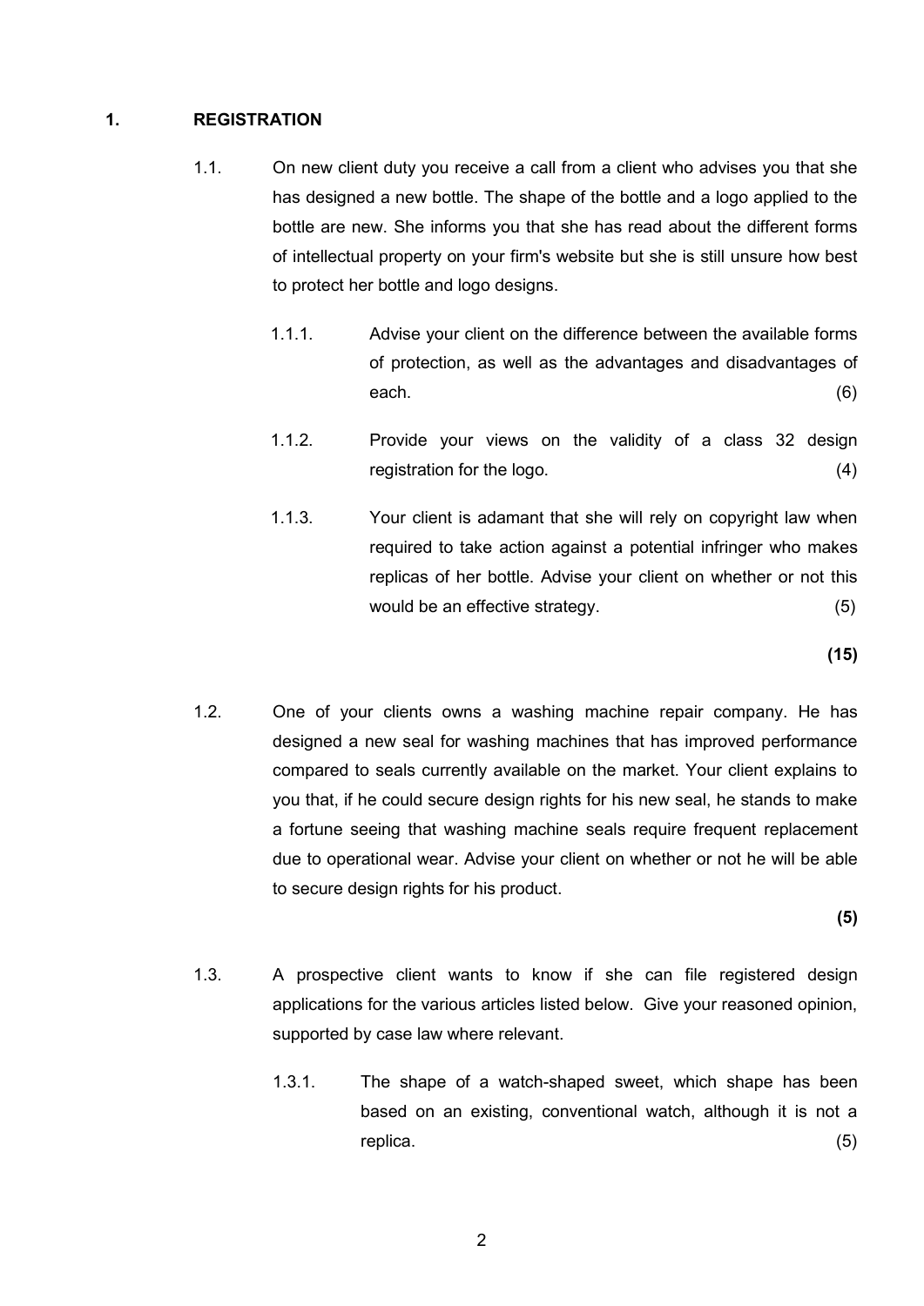## 1. REGISTRATION

1.1. On new client duty you receive a call from a client who advises you that she has designed a new bottle. The shape of the bottle and a logo applied to the bottle are new. She informs you that she has read about the different forms of intellectual property on your firm's website but she is still unsure how best to protect her bottle and logo designs.

1.1.1. Advise your client on the difference between the available forms of protection, as well as the advantages and disadvantages of each. (6)

1.1.2. Provide your views on the validity of a class 32 design registration for the logo. (4)

1.1.3. Your client is adamant that she will rely on copyright law when required to take action against a potential infringer who makes replicas of her bottle. Advise your client on whether or not this would be an effective strategy. (5)

**(15)**

1.2. One of your clients owns a washing machine repair company. He has designed a new seal for washing machines that has improved performance compared to seals currently available on the market. Your client explains to you that, if he could secure design rights for his new seal, he stands to make a fortune seeing that washing machine seals require frequent replacement due to operational wear. Advise your client on whether or not he will be able to secure design rights for his product.

**(5)**

1.3. A prospective client wants to know if she can file registered design applications for the various articles listed below. Give your reasoned opinion, supported by case law where relevant.

1.3.1. The shape of a watch-shaped sweet, which shape has been based on an existing, conventional watch, although it is not a replica. (5)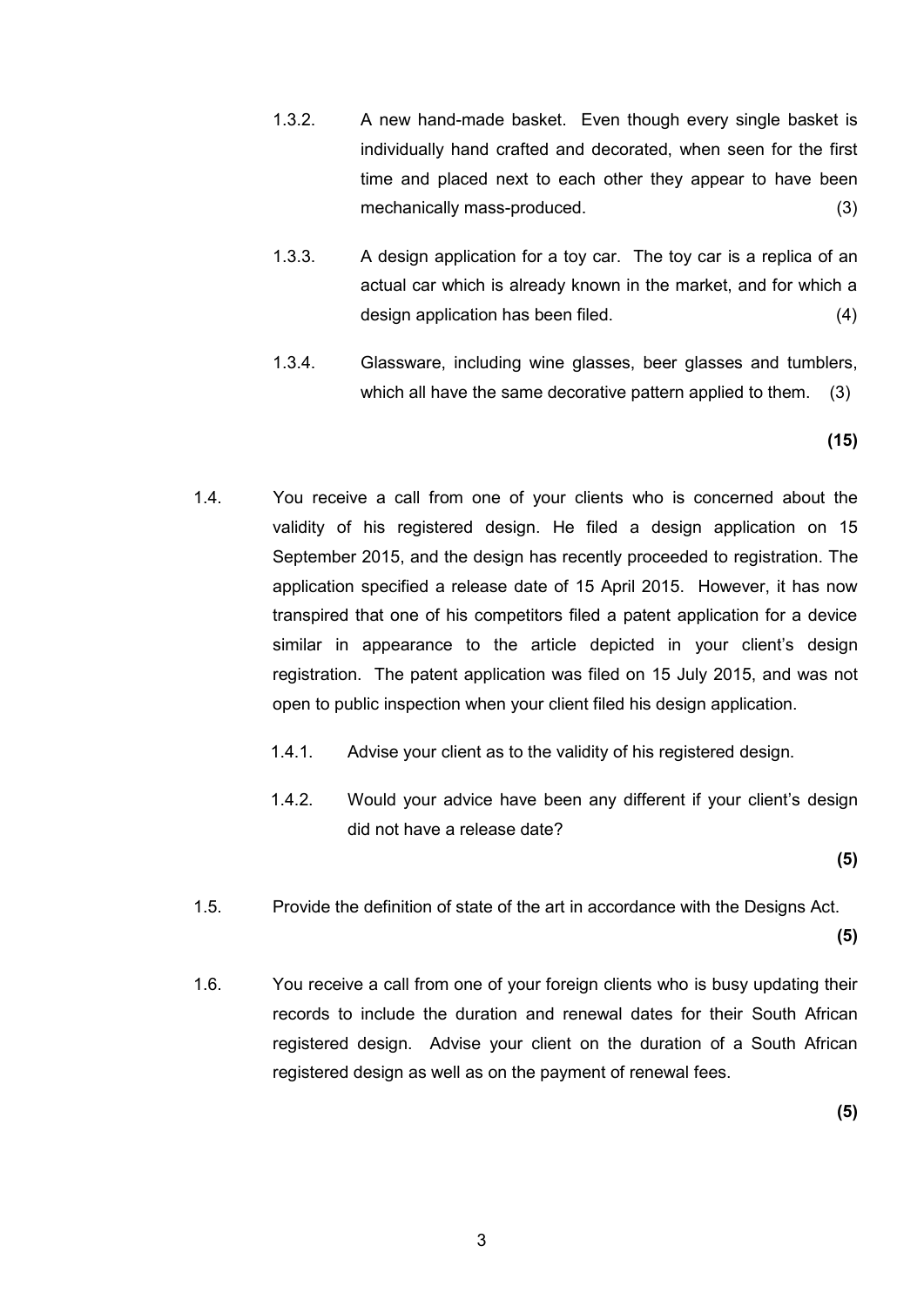1.3.2. A new hand-made basket. Even though every single basket is individually hand crafted and decorated, when seen for the first time and placed next to each other they appear to have been mechanically mass-produced. (3)

1.3.3. A design application for a toy car. The toy car is a replica of an actual car which is already known in the market, and for which a design application has been filed. (4)

1.3.4. Glassware, including wine glasses, beer glasses and tumblers, which all have the same decorative pattern applied to them. (3)

**(15)**

1.4. You receive a call from one of your clients who is concerned about the validity of his registered design. He filed a design application on 15 September 2015, and the design has recently proceeded to registration. The application specified a release date of 15 April 2015. However, it has now transpired that one of his competitors filed a patent application for a device similar in appearance to the article depicted in your client's design registration. The patent application was filed on 15 July 2015, and was not open to public inspection when your client filed his design application.

1.4.1. Advise your client as to the validity of his registered design.

1.4.2. Would your advice have been any different if your client's design did not have a release date?

**(5)**

1.5. Provide the definition of state of the art in accordance with the Designs Act.

**(5)**

1.6. You receive a call from one of your foreign clients who is busy updating their records to include the duration and renewal dates for their South African registered design. Advise your client on the duration of a South African registered design as well as on the payment of renewal fees.

**(5)**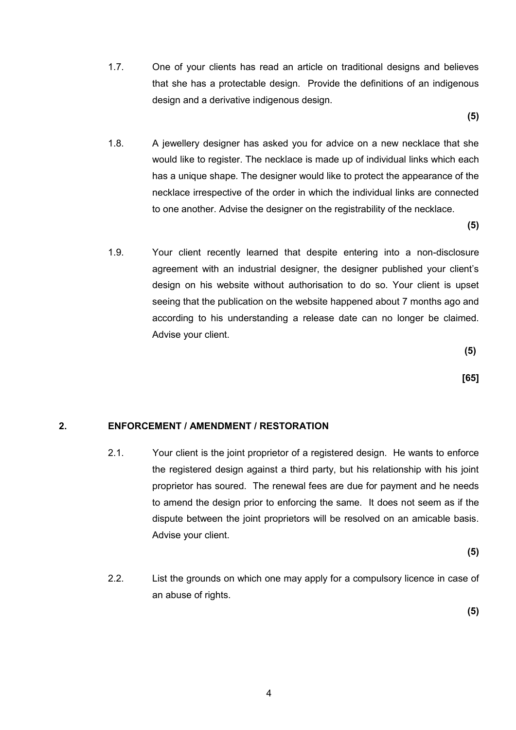1.7. One of your clients has read an article on traditional designs and believes that she has a protectable design. Provide the definitions of an indigenous design and a derivative indigenous design.

**(5)**

1.8. A jewellery designer has asked you for advice on a new necklace that she would like to register. The necklace is made up of individual links which each has a unique shape. The designer would like to protect the appearance of the necklace irrespective of the order in which the individual links are connected to one another. Advise the designer on the registrability of the necklace.

**(5)**

1.9. Your client recently learned that despite entering into a non-disclosure agreement with an industrial designer, the designer published your client's design on his website without authorisation to do so. Your client is upset seeing that the publication on the website happened about 7 months ago and according to his understanding a release date can no longer be claimed. Advise your client.

**(5)**

**[65]**

## 2. ENFORCEMENT / AMENDMENT / RESTORATION

2.1. Your client is the joint proprietor of a registered design. He wants to enforce the registered design against a third party, but his relationship with his joint proprietor has soured. The renewal fees are due for payment and he needs to amend the design prior to enforcing the same. It does not seem as if the dispute between the joint proprietors will be resolved on an amicable basis. Advise your client.

**(5)**

2.2. List the grounds on which one may apply for a compulsory licence in case of an abuse of rights.

**(5)**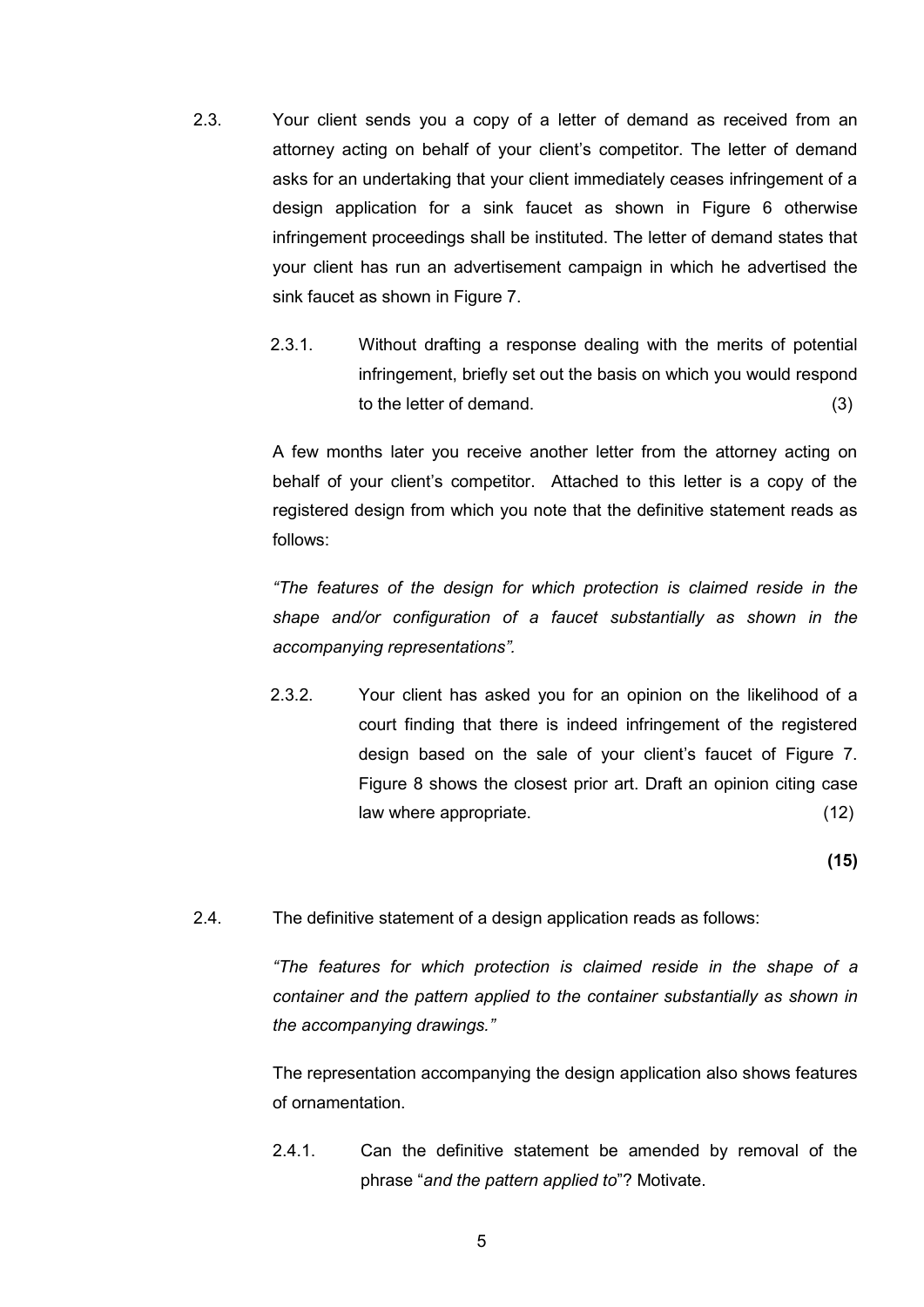2.3. Your client sends you a copy of a letter of demand as received from an attorney acting on behalf of your client's competitor. The letter of demand asks for an undertaking that your client immediately ceases infringement of a design application for a sink faucet as shown in Figure 6 otherwise infringement proceedings shall be instituted. The letter of demand states that your client has run an advertisement campaign in which he advertised the sink faucet as shown in Figure 7.

2.3.1. Without drafting a response dealing with the merits of potential infringement, briefly set out the basis on which you would respond to the letter of demand. (3)

A few months later you receive another letter from the attorney acting on behalf of your client's competitor. Attached to this letter is a copy of the registered design from which you note that the definitive statement reads as follows:

*"The features of the design for which protection is claimed reside in the shape and/or configuration of a faucet substantially as shown in the accompanying representations".*

2.3.2. Your client has asked you for an opinion on the likelihood of a court finding that there is indeed infringement of the registered design based on the sale of your client's faucet of Figure 7. Figure 8 shows the closest prior art. Draft an opinion citing case law where appropriate. (12)

**(15)**

2.4. The definitive statement of a design application reads as follows:

*"The features for which protection is claimed reside in the shape of a container and the pattern applied to the container substantially as shown in the accompanying drawings."*

The representation accompanying the design application also shows features of ornamentation.

2.4.1. Can the definitive statement be amended by removal of the phrase "*and the pattern applied to*"? Motivate.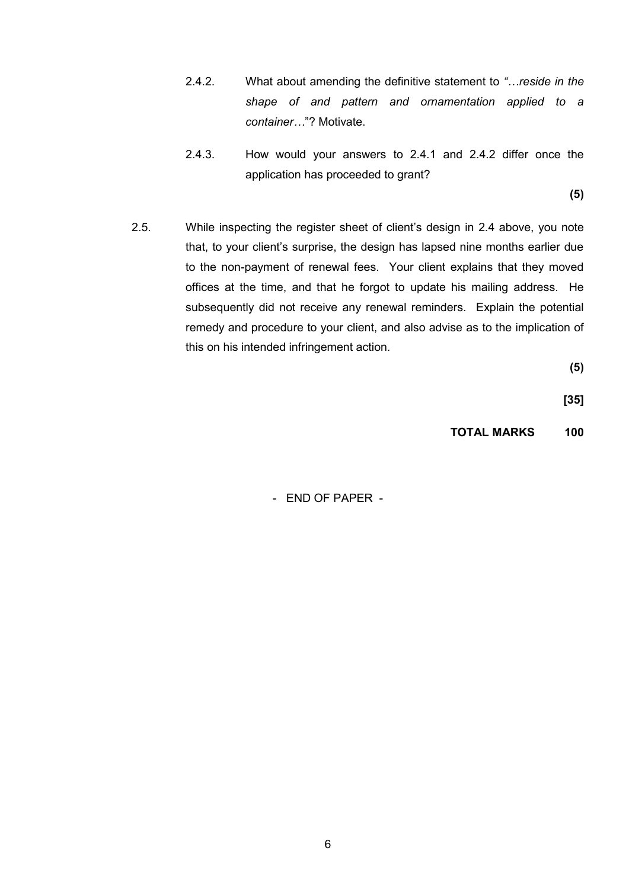2.4.2. What about amending the definitive statement to *"…reside in the shape of and pattern and ornamentation applied to a container…"*? Motivate.

2.4.3. How would your answers to 2.4.1 and 2.4.2 differ once the application has proceeded to grant?

**(5)**

2.5. While inspecting the register sheet of client's design in 2.4 above, you note that, to your client's surprise, the design has lapsed nine months earlier due to the non-payment of renewal fees. Your client explains that they moved offices at the time, and that he forgot to update his mailing address. He subsequently did not receive any renewal reminders. Explain the potential remedy and procedure to your client, and also advise as to the implication of this on his intended infringement action.

**(5)**

**[35]**

**TOTAL MARKS 100**

- END OF PAPER -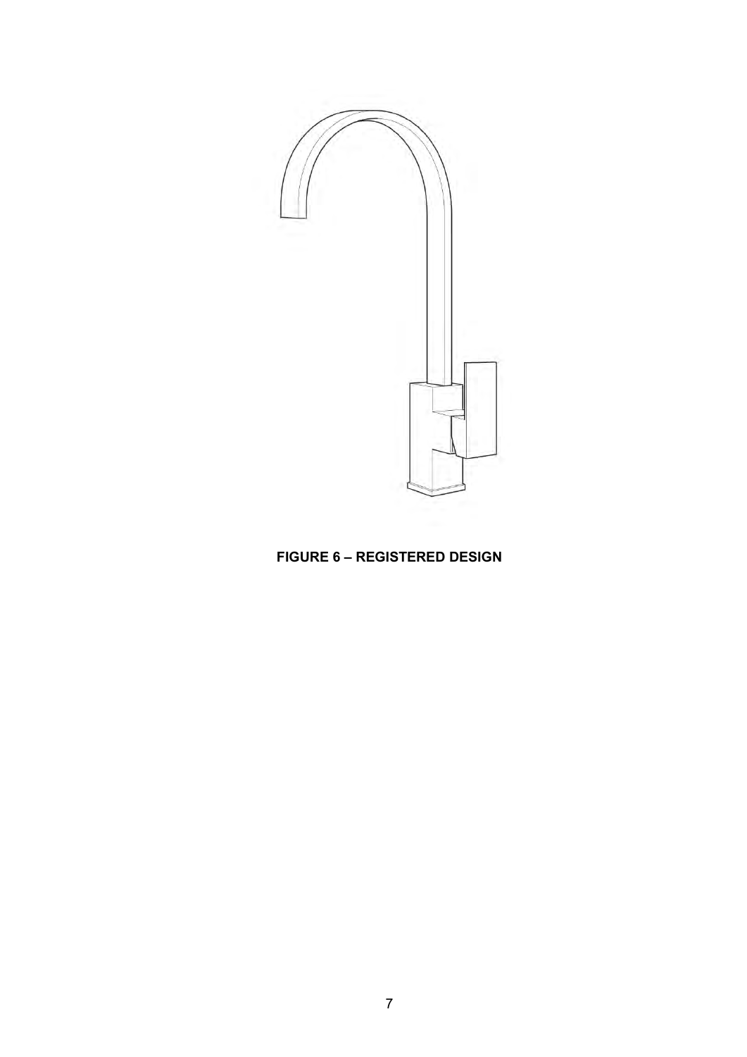**FIGURE 6 – REGISTERED DESIGN**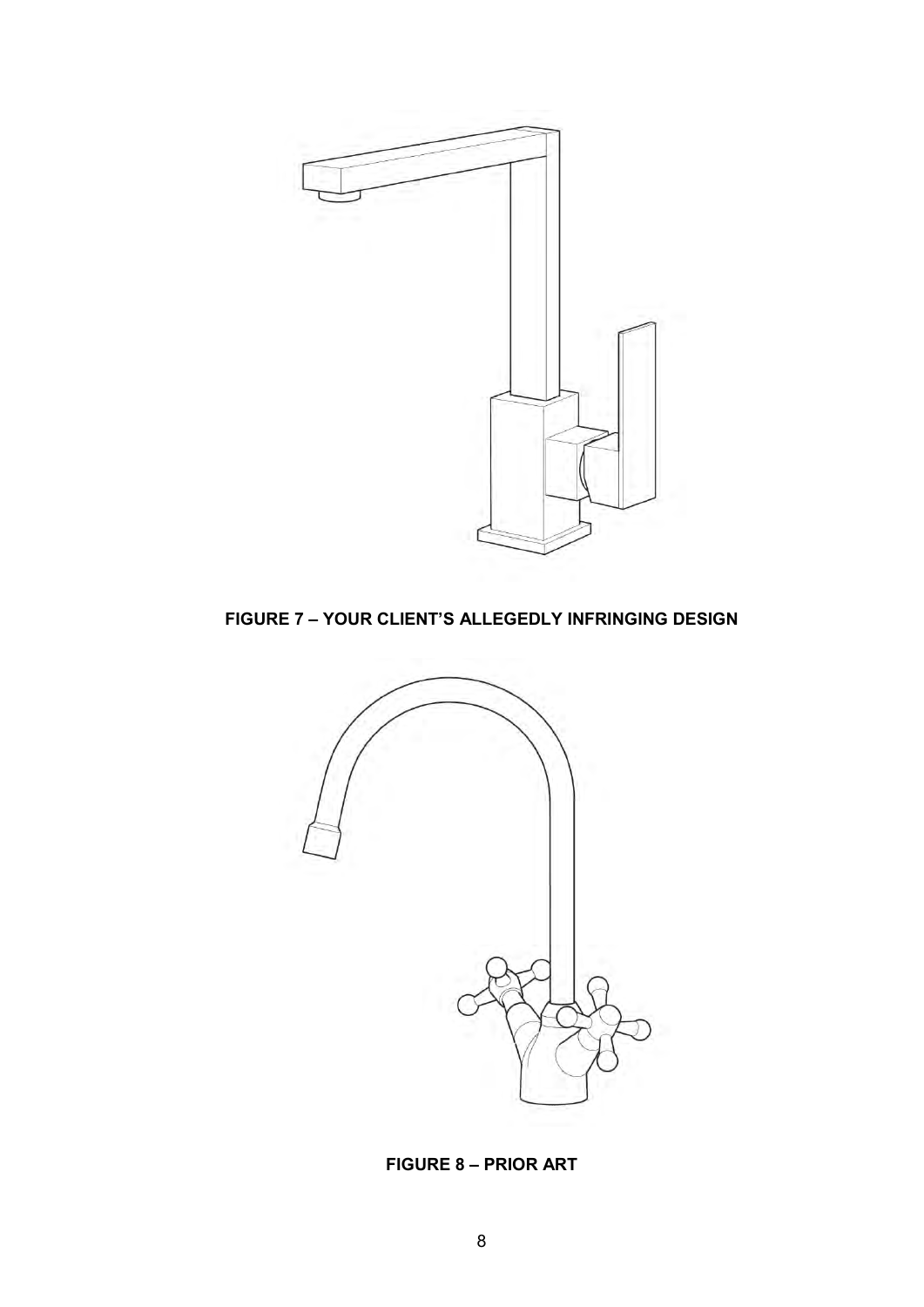**FIGURE 7 – YOUR CLIENT'S ALLEGEDLY INFRINGING DESIGN**

**FIGURE 8 – PRIOR ART**